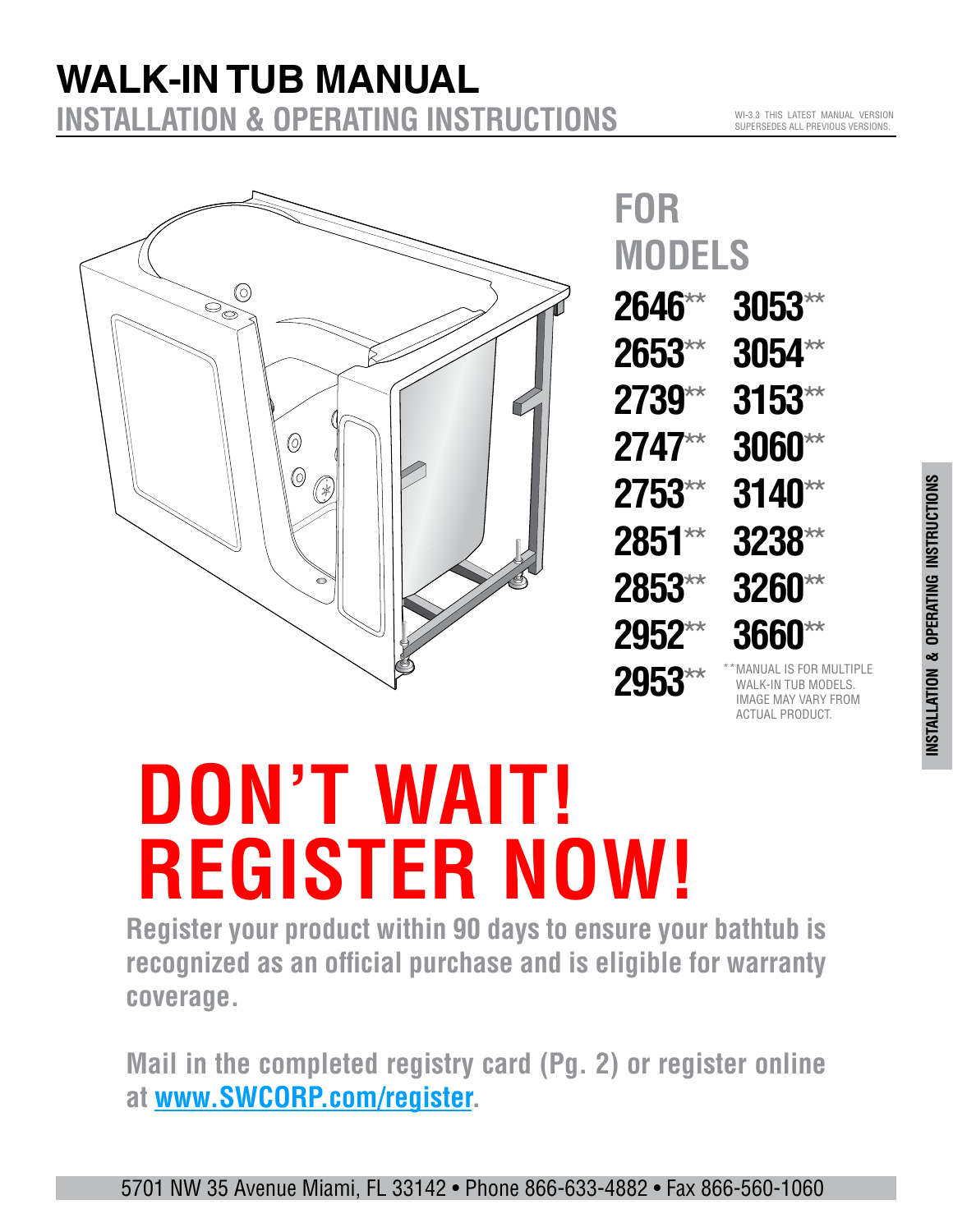# WALK-IN TUB MANUAL

## INSTALLATION & OPERATING INSTRUCTIONS

WI-3.3 THIS LATEST MANUAL VERSION SUPERSEDES ALL PREVIOUS VERSIONS.

## FOR MODELS

| | |
|---|---|
| 2646** | 3053** |
| 2653** | 3054** |
| 2739** | 3153** |
| 2747** | 3060** |
| 2753** | 3140** |
| 2851** | 3238** |
| 2853** | 3260** |
| 2952** | 3660** |
| 2953** | |

**MANUAL IS FOR MULTIPLE WALK-IN TUB MODELS. IMAGE MAY VARY FROM ACTUAL PRODUCT.

INSTALLATION & OPERATING INSTRUCTIONS

# DON'T WAIT! REGISTER NOW!

**Register your product within 90 days to ensure your bathtub is recognized as an official purchase and is eligible for warranty coverage.**

**Mail in the completed registry card (Pg. 2) or register online at [www.SWCORP.com/register](http://www.SWCORP.com/register).**

5701 NW 35 Avenue Miami, FL 33142 • Phone 866-633-4882 • Fax 866-560-1060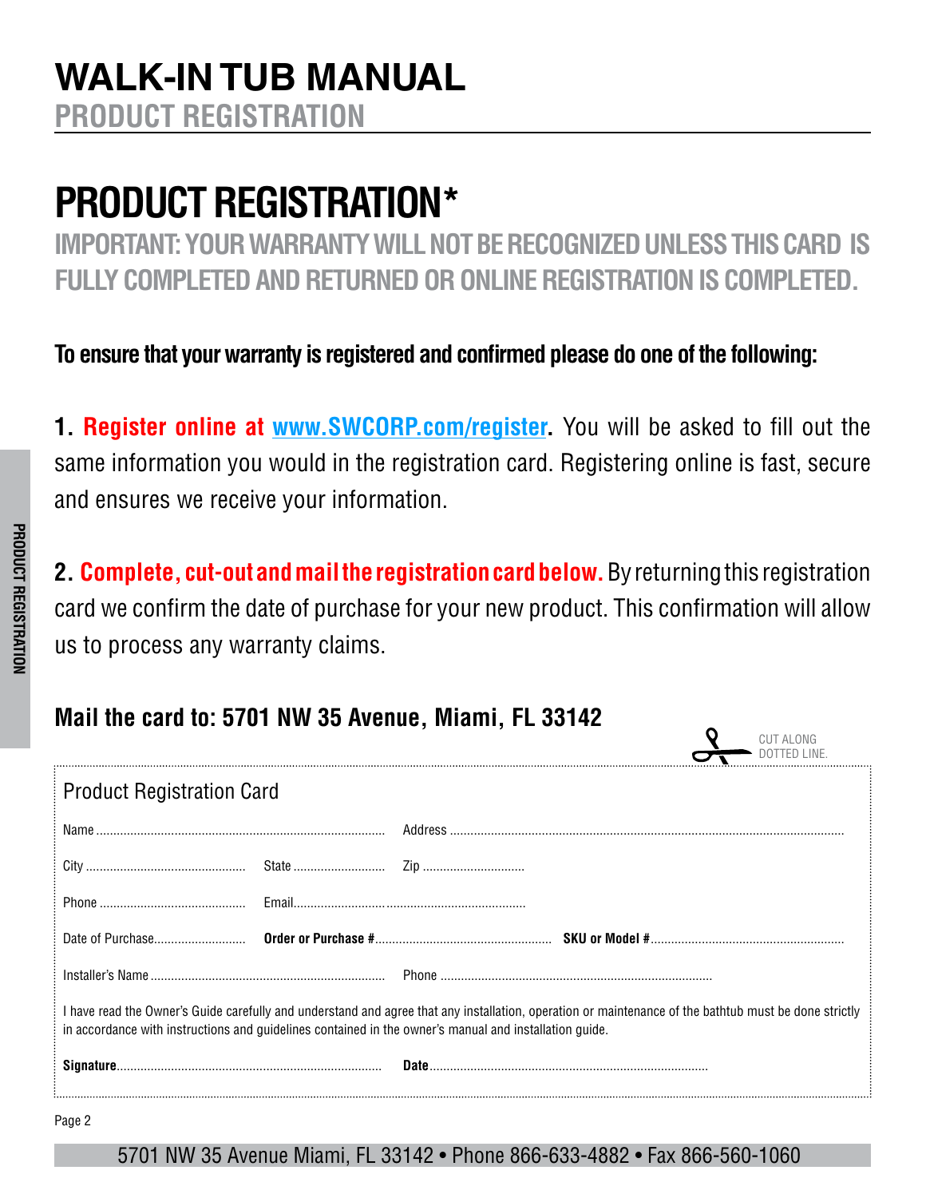# PRODUCT REGISTRATION*

## IMPORTANT: YOUR WARRANTY WILL NOT BE RECOGNIZED UNLESS THIS CARD IS FULLY COMPLETED AND RETURNED OR ONLINE REGISTRATION IS COMPLETED.

**To ensure that your warranty is registered and confirmed please do one of the following:**

**1. Register online at www.SWCORP.com/register.** You will be asked to fill out the same information you would in the registration card. Registering online is fast, secure and ensures we receive your information.

**2. Complete, cut-out and mail the registration card below.** By returning this registration card we confirm the date of purchase for your new product. This confirmation will allow us to process any warranty claims.

**Mail the card to: 5701 NW 35 Avenue, Miami, FL 33142**

CUT ALONG DOTTED LINE.

---

Product Registration Card

Name .................................... Address ....................................

City .................... State .................... Zip ....................

Phone .................... Email....................................

Date of Purchase.................... **Order or Purchase #**.................... **SKU or Model #**....................

Installer's Name .................................... Phone ....................................

I have read the Owner's Guide carefully and understand and agree that any installation, operation or maintenance of the bathtub must be done strictly in accordance with instructions and guidelines contained in the owner's manual and installation guide.

**Signature**.................................... **Date**....................................

---

5701 NW 35 Avenue Miami, FL 33142 • Phone 866-633-4882 • Fax 866-560-1060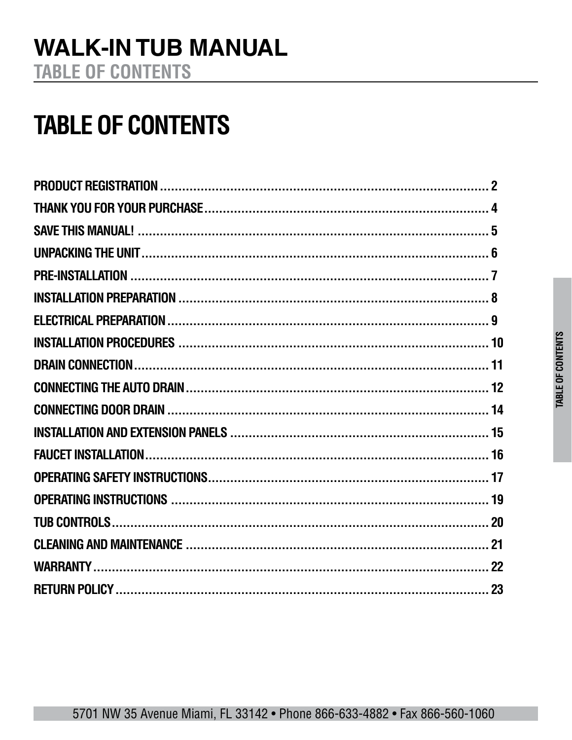# TABLE OF CONTENTS

PRODUCT REGISTRATION ........................................................................................ 2
THANK YOU FOR YOUR PURCHASE ........................................................................ 4
SAVE THIS MANUAL! ............................................................................................... 5
UNPACKING THE UNIT ............................................................................................ 6
PRE-INSTALLATION ................................................................................................ 7
INSTALLATION PREPARATION ............................................................................... 8
ELECTRICAL PREPARATION ................................................................................... 9
INSTALLATION PROCEDURES ............................................................................... 10
DRAIN CONNECTION ............................................................................................. 11
CONNECTING THE AUTO DRAIN ........................................................................... 12
CONNECTING DOOR DRAIN .................................................................................. 14
INSTALLATION AND EXTENSION PANELS ............................................................. 15
FAUCET INSTALLATION ......................................................................................... 16
OPERATING SAFETY INSTRUCTIONS .................................................................... 17
OPERATING INSTRUCTIONS ................................................................................. 19
TUB CONTROLS .................................................................................................... 20
CLEANING AND MAINTENANCE ............................................................................ 21
WARRANTY ........................................................................................................... 22
RETURN POLICY ................................................................................................... 23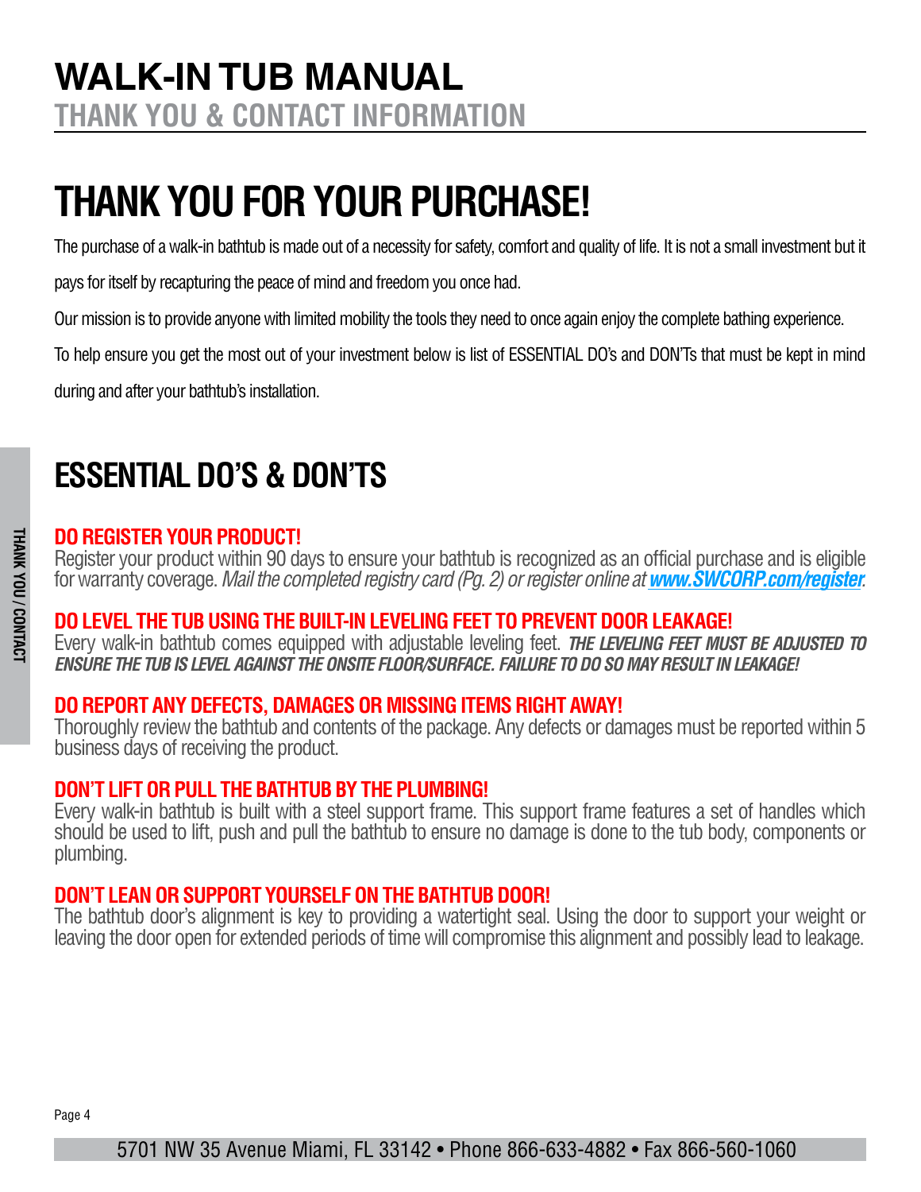# WALK-IN TUB MANUAL

## THANK YOU & CONTACT INFORMATION

# THANK YOU FOR YOUR PURCHASE!

The purchase of a walk-in bathtub is made out of a necessity for safety, comfort and quality of life. It is not a small investment but it pays for itself by recapturing the peace of mind and freedom you once had.

Our mission is to provide anyone with limited mobility the tools they need to once again enjoy the complete bathing experience.

To help ensure you get the most out of your investment below is list of ESSENTIAL DO's and DON'Ts that must be kept in mind during and after your bathtub's installation.

## ESSENTIAL DO'S & DON'TS

**DO REGISTER YOUR PRODUCT!**
Register your product within 90 days to ensure your bathtub is recognized as an official purchase and is eligible for warranty coverage. *Mail the completed registry card (Pg. 2) or register online at* ***www.SWCORP.com/register***.

**DO LEVEL THE TUB USING THE BUILT-IN LEVELING FEET TO PREVENT DOOR LEAKAGE!**
Every walk-in bathtub comes equipped with adjustable leveling feet. ***THE LEVELING FEET MUST BE ADJUSTED TO ENSURE THE TUB IS LEVEL AGAINST THE ONSITE FLOOR/SURFACE. FAILURE TO DO SO MAY RESULT IN LEAKAGE!***

**DO REPORT ANY DEFECTS, DAMAGES OR MISSING ITEMS RIGHT AWAY!**
Thoroughly review the bathtub and contents of the package. Any defects or damages must be reported within 5 business days of receiving the product.

**DON'T LIFT OR PULL THE BATHTUB BY THE PLUMBING!**
Every walk-in bathtub is built with a steel support frame. This support frame features a set of handles which should be used to lift, push and pull the bathtub to ensure no damage is done to the tub body, components or plumbing.

**DON'T LEAN OR SUPPORT YOURSELF ON THE BATHTUB DOOR!**
The bathtub door's alignment is key to providing a watertight seal. Using the door to support your weight or leaving the door open for extended periods of time will compromise this alignment and possibly lead to leakage.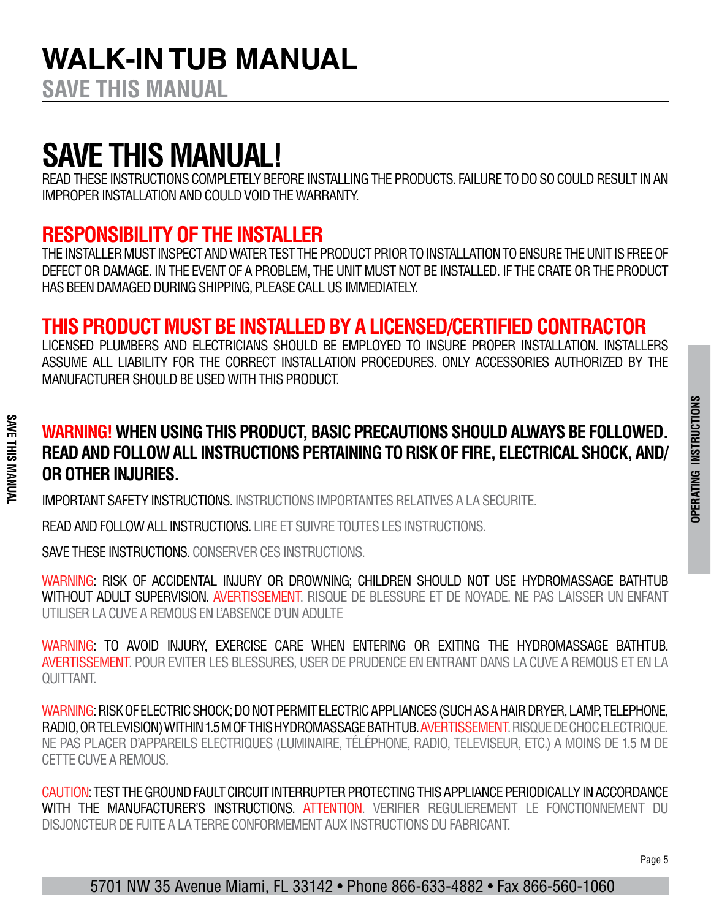# SAVE THIS MANUAL!

READ THESE INSTRUCTIONS COMPLETELY BEFORE INSTALLING THE PRODUCTS. FAILURE TO DO SO COULD RESULT IN AN IMPROPER INSTALLATION AND COULD VOID THE WARRANTY.

## RESPONSIBILITY OF THE INSTALLER

THE INSTALLER MUST INSPECT AND WATER TEST THE PRODUCT PRIOR TO INSTALLATION TO ENSURE THE UNIT IS FREE OF DEFECT OR DAMAGE. IN THE EVENT OF A PROBLEM, THE UNIT MUST NOT BE INSTALLED. IF THE CRATE OR THE PRODUCT HAS BEEN DAMAGED DURING SHIPPING, PLEASE CALL US IMMEDIATELY.

## THIS PRODUCT MUST BE INSTALLED BY A LICENSED/CERTIFIED CONTRACTOR

LICENSED PLUMBERS AND ELECTRICIANS SHOULD BE EMPLOYED TO INSURE PROPER INSTALLATION. INSTALLERS ASSUME ALL LIABILITY FOR THE CORRECT INSTALLATION PROCEDURES. ONLY ACCESSORIES AUTHORIZED BY THE MANUFACTURER SHOULD BE USED WITH THIS PRODUCT.

### WARNING! WHEN USING THIS PRODUCT, BASIC PRECAUTIONS SHOULD ALWAYS BE FOLLOWED. READ AND FOLLOW ALL INSTRUCTIONS PERTAINING TO RISK OF FIRE, ELECTRICAL SHOCK, AND/OR OTHER INJURIES.

IMPORTANT SAFETY INSTRUCTIONS. INSTRUCTIONS IMPORTANTES RELATIVES A LA SECURITE.

READ AND FOLLOW ALL INSTRUCTIONS. LIRE ET SUIVRE TOUTES LES INSTRUCTIONS.

SAVE THESE INSTRUCTIONS. CONSERVER CES INSTRUCTIONS.

WARNING: RISK OF ACCIDENTAL INJURY OR DROWNING; CHILDREN SHOULD NOT USE HYDROMASSAGE BATHTUB WITHOUT ADULT SUPERVISION. AVERTISSEMENT. RISQUE DE BLESSURE ET DE NOYADE. NE PAS LAISSER UN ENFANT UTILISER LA CUVE A REMOUS EN L'ABSENCE D'UN ADULTE

WARNING: TO AVOID INJURY, EXERCISE CARE WHEN ENTERING OR EXITING THE HYDROMASSAGE BATHTUB. AVERTISSEMENT. POUR EVITER LES BLESSURES, USER DE PRUDENCE EN ENTRANT DANS LA CUVE A REMOUS ET EN LA QUITTANT.

WARNING: RISK OF ELECTRIC SHOCK; DO NOT PERMIT ELECTRIC APPLIANCES (SUCH AS A HAIR DRYER, LAMP, TELEPHONE, RADIO, OR TELEVISION) WITHIN 1.5 M OF THIS HYDROMASSAGE BATHTUB. AVERTISSEMENT. RISQUE DE CHOC ELECTRIQUE. NE PAS PLACER D'APPAREILS ELECTRIQUES (LUMINAIRE, TÉLÉPHONE, RADIO, TELEVISEUR, ETC.) A MOINS DE 1.5 M DE CETTE CUVE A REMOUS.

CAUTION: TEST THE GROUND FAULT CIRCUIT INTERRUPTER PROTECTING THIS APPLIANCE PERIODICALLY IN ACCORDANCE WITH THE MANUFACTURER'S INSTRUCTIONS. ATTENTION. VERIFIER REGULIEREMENT LE FONCTIONNEMENT DU DISJONCTEUR DE FUITE A LA TERRE CONFORMEMENT AUX INSTRUCTIONS DU FABRICANT.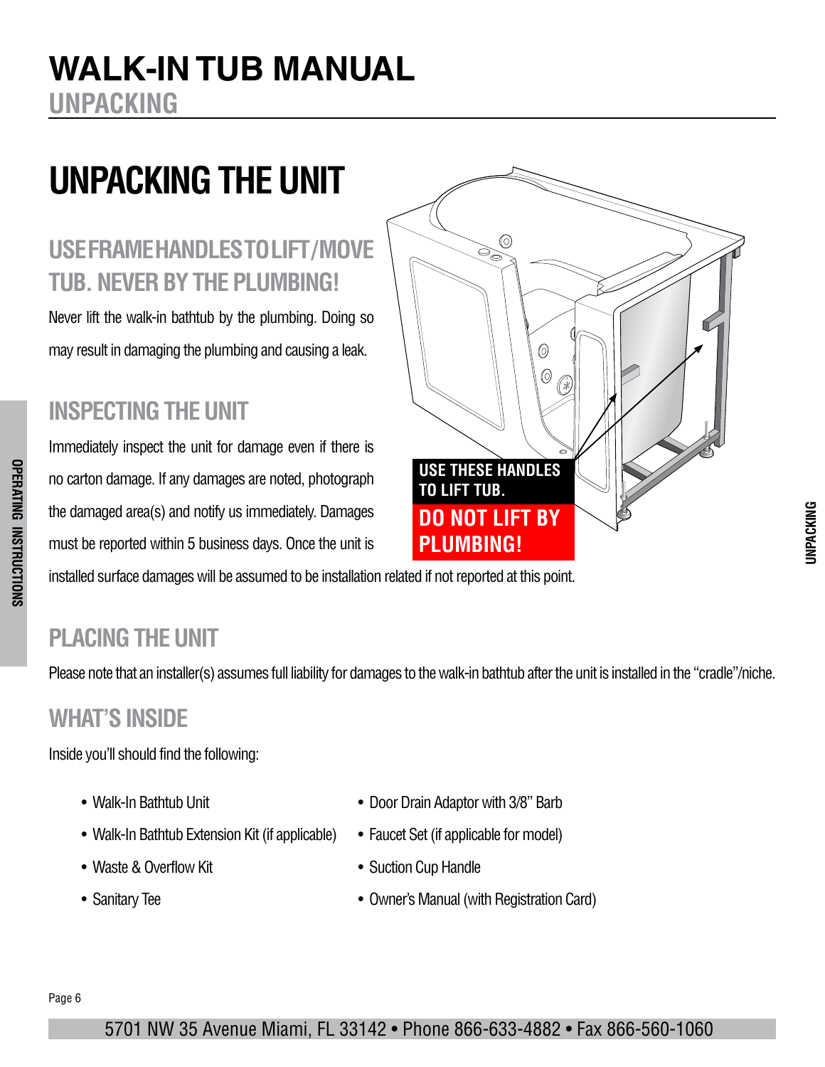# WALK-IN TUB MANUAL

## UNPACKING

# UNPACKING THE UNIT

## USE FRAME HANDLES TO LIFT/MOVE TUB. NEVER BY THE PLUMBING!

Never lift the walk-in bathtub by the plumbing. Doing so may result in damaging the plumbing and causing a leak.

USE THESE HANDLES TO LIFT TUB.

DO NOT LIFT BY PLUMBING!

## INSPECTING THE UNIT

Immediately inspect the unit for damage even if there is no carton damage. If any damages are noted, photograph the damaged area(s) and notify us immediately. Damages must be reported within 5 business days. Once the unit is installed surface damages will be assumed to be installation related if not reported at this point.

## PLACING THE UNIT

Please note that an installer(s) assumes full liability for damages to the walk-in bathtub after the unit is installed in the "cradle"/niche.

## WHAT'S INSIDE

Inside you'll should find the following:

- Walk-In Bathtub Unit
- Walk-In Bathtub Extension Kit (if applicable)
- Waste & Overflow Kit
- Sanitary Tee
- Door Drain Adaptor with 3/8" Barb
- Faucet Set (if applicable for model)
- Suction Cup Handle
- Owner's Manual (with Registration Card)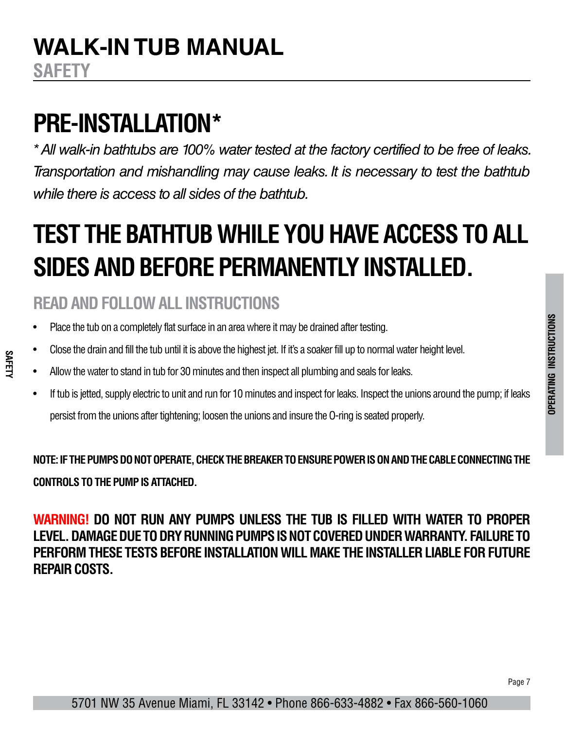# WALK-IN TUB MANUAL

## SAFETY

# PRE-INSTALLATION*

*\* All walk-in bathtubs are 100% water tested at the factory certified to be free of leaks. Transportation and mishandling may cause leaks. It is necessary to test the bathtub while there is access to all sides of the bathtub.*

# TEST THE BATHTUB WHILE YOU HAVE ACCESS TO ALL SIDES AND BEFORE PERMANENTLY INSTALLED.

## READ AND FOLLOW ALL INSTRUCTIONS

- Place the tub on a completely flat surface in an area where it may be drained after testing.
- Close the drain and fill the tub until it is above the highest jet. If it's a soaker fill up to normal water height level.
- Allow the water to stand in tub for 30 minutes and then inspect all plumbing and seals for leaks.
- If tub is jetted, supply electric to unit and run for 10 minutes and inspect for leaks. Inspect the unions around the pump; if leaks persist from the unions after tightening; loosen the unions and insure the O-ring is seated properly.

**NOTE: IF THE PUMPS DO NOT OPERATE, CHECK THE BREAKER TO ENSURE POWER IS ON AND THE CABLE CONNECTING THE CONTROLS TO THE PUMP IS ATTACHED.**

**WARNING! DO NOT RUN ANY PUMPS UNLESS THE TUB IS FILLED WITH WATER TO PROPER LEVEL. DAMAGE DUE TO DRY RUNNING PUMPS IS NOT COVERED UNDER WARRANTY. FAILURE TO PERFORM THESE TESTS BEFORE INSTALLATION WILL MAKE THE INSTALLER LIABLE FOR FUTURE REPAIR COSTS.**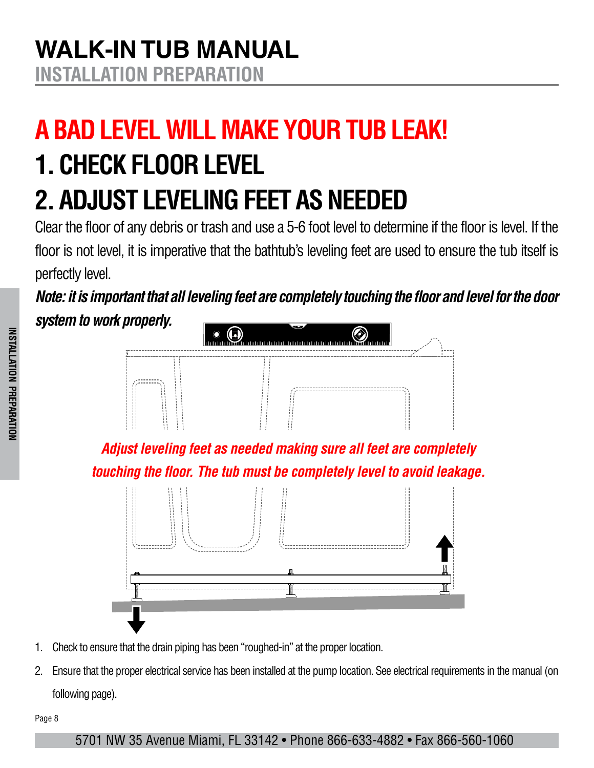# WALK-IN TUB MANUAL

## INSTALLATION PREPARATION

# A BAD LEVEL WILL MAKE YOUR TUB LEAK!

# 1. CHECK FLOOR LEVEL

# 2. ADJUST LEVELING FEET AS NEEDED

Clear the floor of any debris or trash and use a 5-6 foot level to determine if the floor is level. If the floor is not level, it is imperative that the bathtub's leveling feet are used to ensure the tub itself is perfectly level.

***Note: it is important that all leveling feet are completely touching the floor and level for the door system to work properly.***

*Adjust leveling feet as needed making sure all feet are completely touching the floor. The tub must be completely level to avoid leakage.*

1. Check to ensure that the drain piping has been "roughed-in" at the proper location.
2. Ensure that the proper electrical service has been installed at the pump location. See electrical requirements in the manual (on following page).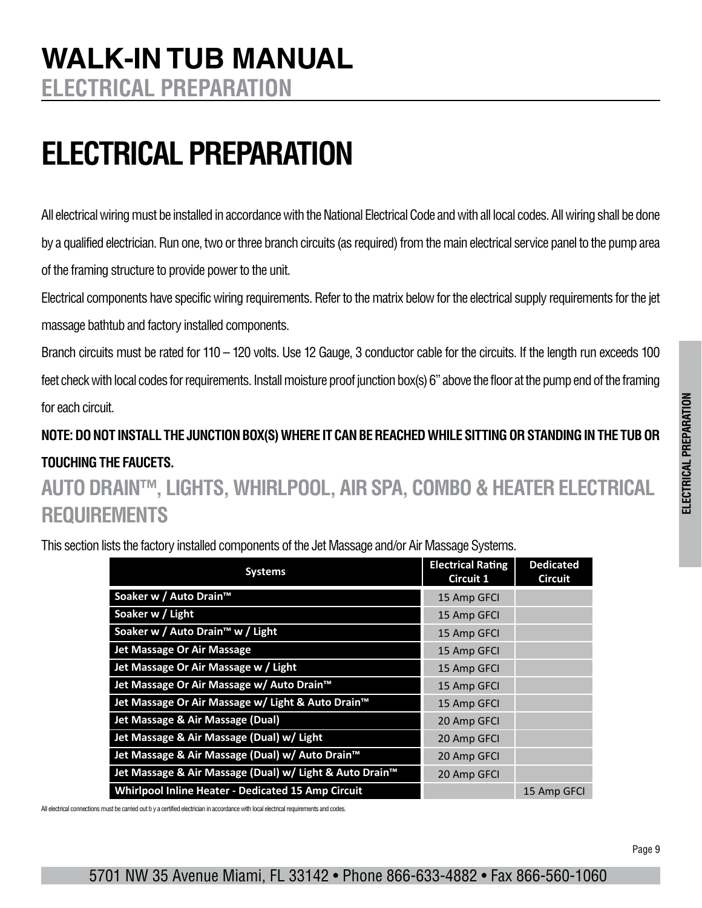# ELECTRICAL PREPARATION

All electrical wiring must be installed in accordance with the National Electrical Code and with all local codes. All wiring shall be done by a qualified electrician. Run one, two or three branch circuits (as required) from the main electrical service panel to the pump area of the framing structure to provide power to the unit.

Electrical components have specific wiring requirements. Refer to the matrix below for the electrical supply requirements for the jet massage bathtub and factory installed components.

Branch circuits must be rated for 110 – 120 volts. Use 12 Gauge, 3 conductor cable for the circuits. If the length run exceeds 100 feet check with local codes for requirements. Install moisture proof junction box(s) 6" above the floor at the pump end of the framing for each circuit.

**NOTE: DO NOT INSTALL THE JUNCTION BOX(S) WHERE IT CAN BE REACHED WHILE SITTING OR STANDING IN THE TUB OR TOUCHING THE FAUCETS.**

## AUTO DRAIN™, LIGHTS, WHIRLPOOL, AIR SPA, COMBO & HEATER ELECTRICAL REQUIREMENTS

This section lists the factory installed components of the Jet Massage and/or Air Massage Systems.

| Systems | Electrical Rating Circuit 1 | Dedicated Circuit |
|---|---|---|
| Soaker w / Auto Drain™ | 15 Amp GFCI | |
| Soaker w / Light | 15 Amp GFCI | |
| Soaker w / Auto Drain™ w / Light | 15 Amp GFCI | |
| Jet Massage Or Air Massage | 15 Amp GFCI | |
| Jet Massage Or Air Massage w / Light | 15 Amp GFCI | |
| Jet Massage Or Air Massage w/ Auto Drain™ | 15 Amp GFCI | |
| Jet Massage Or Air Massage w/ Light & Auto Drain™ | 15 Amp GFCI | |
| Jet Massage & Air Massage (Dual) | 20 Amp GFCI | |
| Jet Massage & Air Massage (Dual) w/ Light | 20 Amp GFCI | |
| Jet Massage & Air Massage (Dual) w/ Auto Drain™ | 20 Amp GFCI | |
| Jet Massage & Air Massage (Dual) w/ Light & Auto Drain™ | 20 Amp GFCI | |
| Whirlpool Inline Heater - Dedicated 15 Amp Circuit | | 15 Amp GFCI |

All electrical connections must be carried out b y a certified electrician in accordance with local electrical requirements and codes.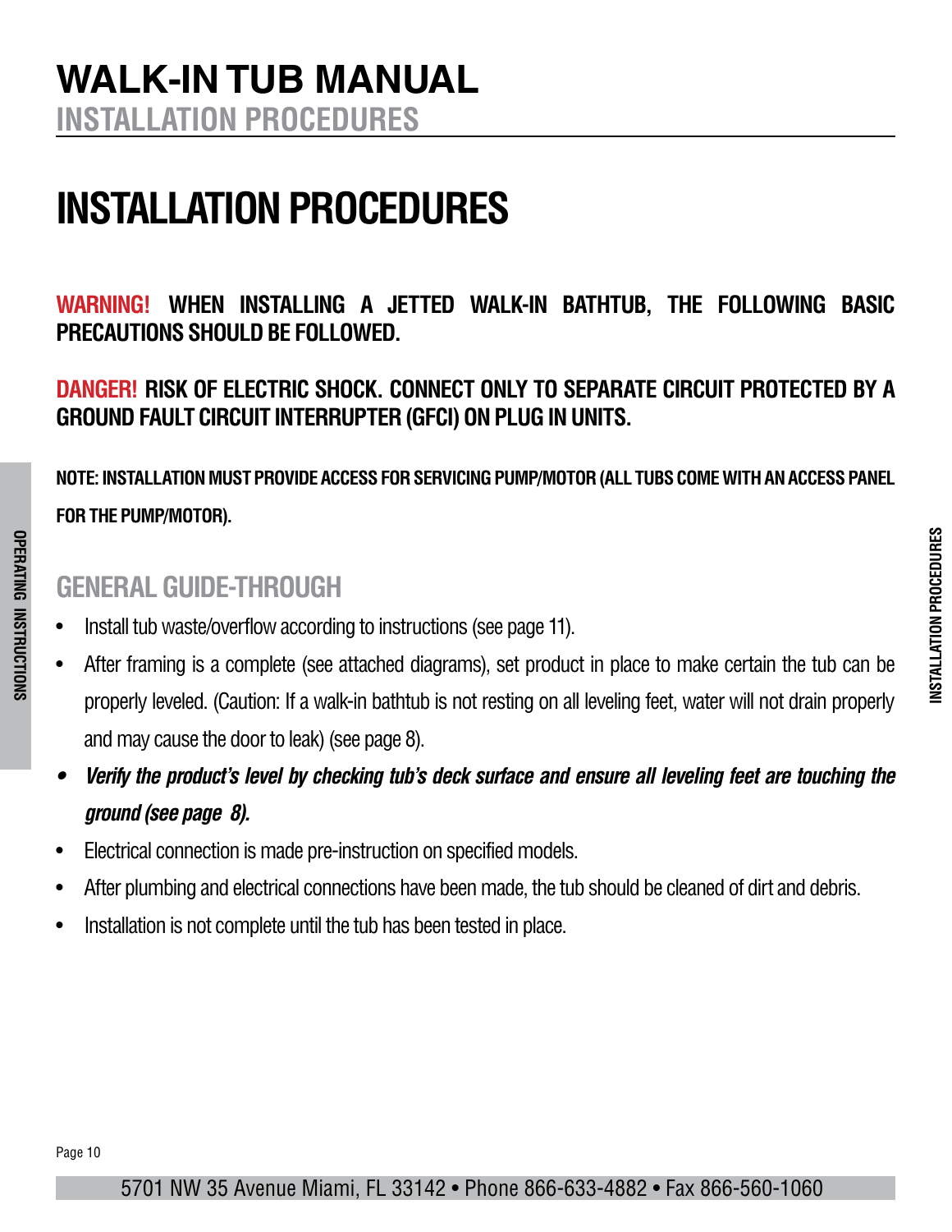# INSTALLATION PROCEDURES

**WARNING! WHEN INSTALLING A JETTED WALK-IN BATHTUB, THE FOLLOWING BASIC PRECAUTIONS SHOULD BE FOLLOWED.**

**DANGER! RISK OF ELECTRIC SHOCK. CONNECT ONLY TO SEPARATE CIRCUIT PROTECTED BY A GROUND FAULT CIRCUIT INTERRUPTER (GFCI) ON PLUG IN UNITS.**

**NOTE: INSTALLATION MUST PROVIDE ACCESS FOR SERVICING PUMP/MOTOR (ALL TUBS COME WITH AN ACCESS PANEL FOR THE PUMP/MOTOR).**

## GENERAL GUIDE-THROUGH

- Install tub waste/overflow according to instructions (see page 11).
- After framing is a complete (see attached diagrams), set product in place to make certain the tub can be properly leveled. (Caution: If a walk-in bathtub is not resting on all leveling feet, water will not drain properly and may cause the door to leak) (see page 8).
- ***Verify the product's level by checking tub's deck surface and ensure all leveling feet are touching the ground (see page 8).***
- Electrical connection is made pre-instruction on specified models.
- After plumbing and electrical connections have been made, the tub should be cleaned of dirt and debris.
- Installation is not complete until the tub has been tested in place.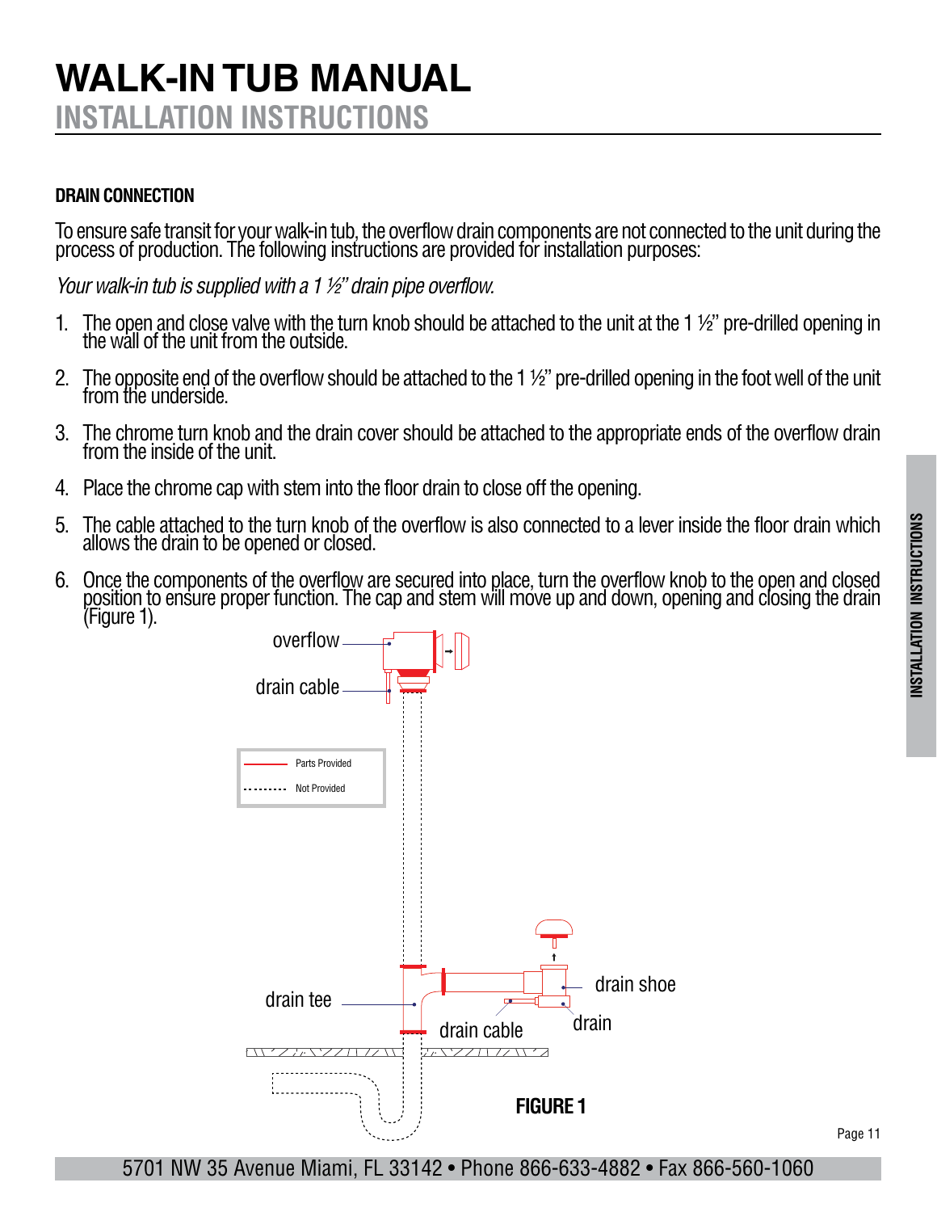# WALK-IN TUB MANUAL

## INSTALLATION INSTRUCTIONS

### DRAIN CONNECTION

To ensure safe transit for your walk-in tub, the overflow drain components are not connected to the unit during the process of production. The following instructions are provided for installation purposes:

*Your walk-in tub is supplied with a 1 ½" drain pipe overflow.*

1. The open and close valve with the turn knob should be attached to the unit at the 1 ½" pre-drilled opening in the wall of the unit from the outside.
2. The opposite end of the overflow should be attached to the 1 ½" pre-drilled opening in the foot well of the unit from the underside.
3. The chrome turn knob and the drain cover should be attached to the appropriate ends of the overflow drain from the inside of the unit.
4. Place the chrome cap with stem into the floor drain to close off the opening.
5. The cable attached to the turn knob of the overflow is also connected to a lever inside the floor drain which allows the drain to be opened or closed.
6. Once the components of the overflow are secured into place, turn the overflow knob to the open and closed position to ensure proper function. The cap and stem will move up and down, opening and closing the drain (Figure 1).

overflow

drain cable

Parts Provided

Not Provided

drain tee

drain cable

drain shoe

drain

**FIGURE 1**

5701 NW 35 Avenue Miami, FL 33142 • Phone 866-633-4882 • Fax 866-560-1060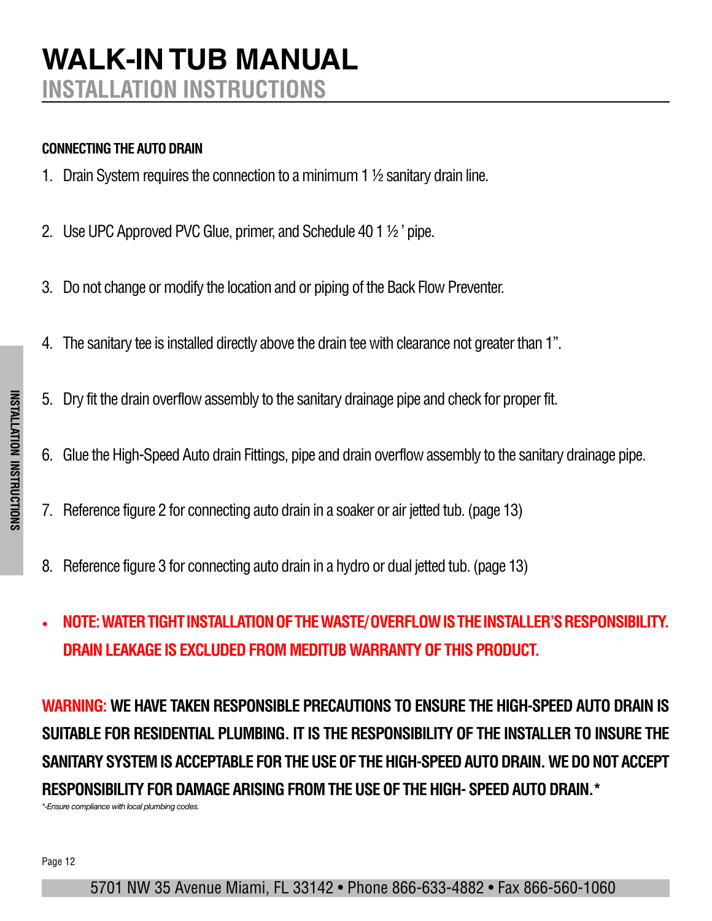# WALK-IN TUB MANUAL

## INSTALLATION INSTRUCTIONS

**CONNECTING THE AUTO DRAIN**

1. Drain System requires the connection to a minimum 1 ½ sanitary drain line.
2. Use UPC Approved PVC Glue, primer, and Schedule 40 1 ½ ' pipe.
3. Do not change or modify the location and or piping of the Back Flow Preventer.
4. The sanitary tee is installed directly above the drain tee with clearance not greater than 1".
5. Dry fit the drain overflow assembly to the sanitary drainage pipe and check for proper fit.
6. Glue the High-Speed Auto drain Fittings, pipe and drain overflow assembly to the sanitary drainage pipe.
7. Reference figure 2 for connecting auto drain in a soaker or air jetted tub. (page 13)
8. Reference figure 3 for connecting auto drain in a hydro or dual jetted tub. (page 13)

- **NOTE: WATER TIGHT INSTALLATION OF THE WASTE/OVERFLOW IS THE INSTALLER'S RESPONSIBILITY. DRAIN LEAKAGE IS EXCLUDED FROM MEDITUB WARRANTY OF THIS PRODUCT.**

**WARNING: WE HAVE TAKEN RESPONSIBLE PRECAUTIONS TO ENSURE THE HIGH-SPEED AUTO DRAIN IS SUITABLE FOR RESIDENTIAL PLUMBING. IT IS THE RESPONSIBILITY OF THE INSTALLER TO INSURE THE SANITARY SYSTEM IS ACCEPTABLE FOR THE USE OF THE HIGH-SPEED AUTO DRAIN. WE DO NOT ACCEPT RESPONSIBILITY FOR DAMAGE ARISING FROM THE USE OF THE HIGH- SPEED AUTO DRAIN.***

*\*-Ensure compliance with local plumbing codes.*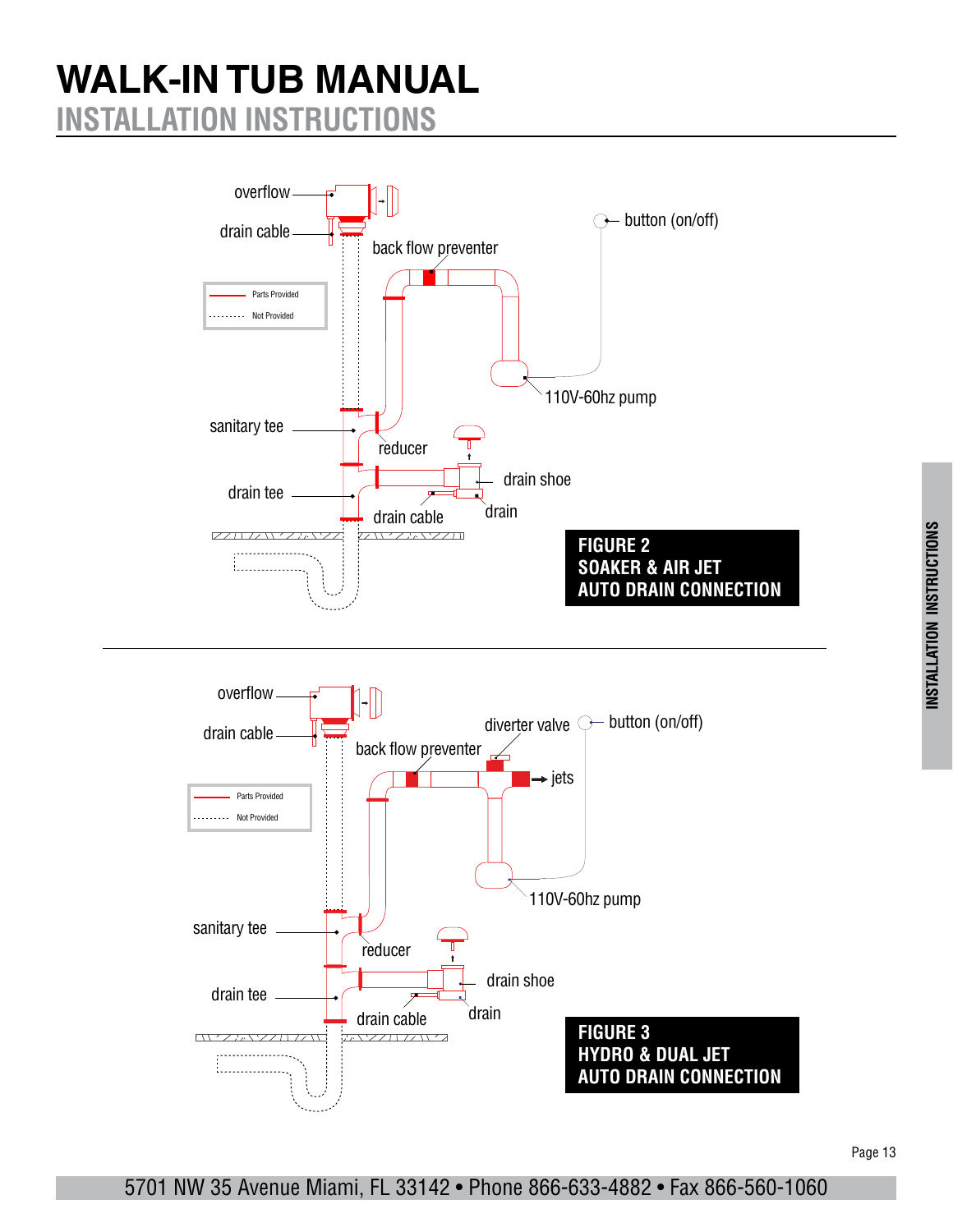# WALK-IN TUB MANUAL

## INSTALLATION INSTRUCTIONS

overflow

drain cable

back flow preventer

button (on/off)

Parts Provided

Not Provided

110V-60hz pump

sanitary tee

reducer

drain shoe

drain tee

drain cable

drain

**FIGURE 2**
**SOAKER & AIR JET**
**AUTO DRAIN CONNECTION**

overflow

drain cable

diverter valve

button (on/off)

back flow preventer

jets

Parts Provided

Not Provided

110V-60hz pump

sanitary tee

reducer

drain shoe

drain tee

drain cable

drain

**FIGURE 3**
**HYDRO & DUAL JET**
**AUTO DRAIN CONNECTION**

5701 NW 35 Avenue Miami, FL 33142 • Phone 866-633-4882 • Fax 866-560-1060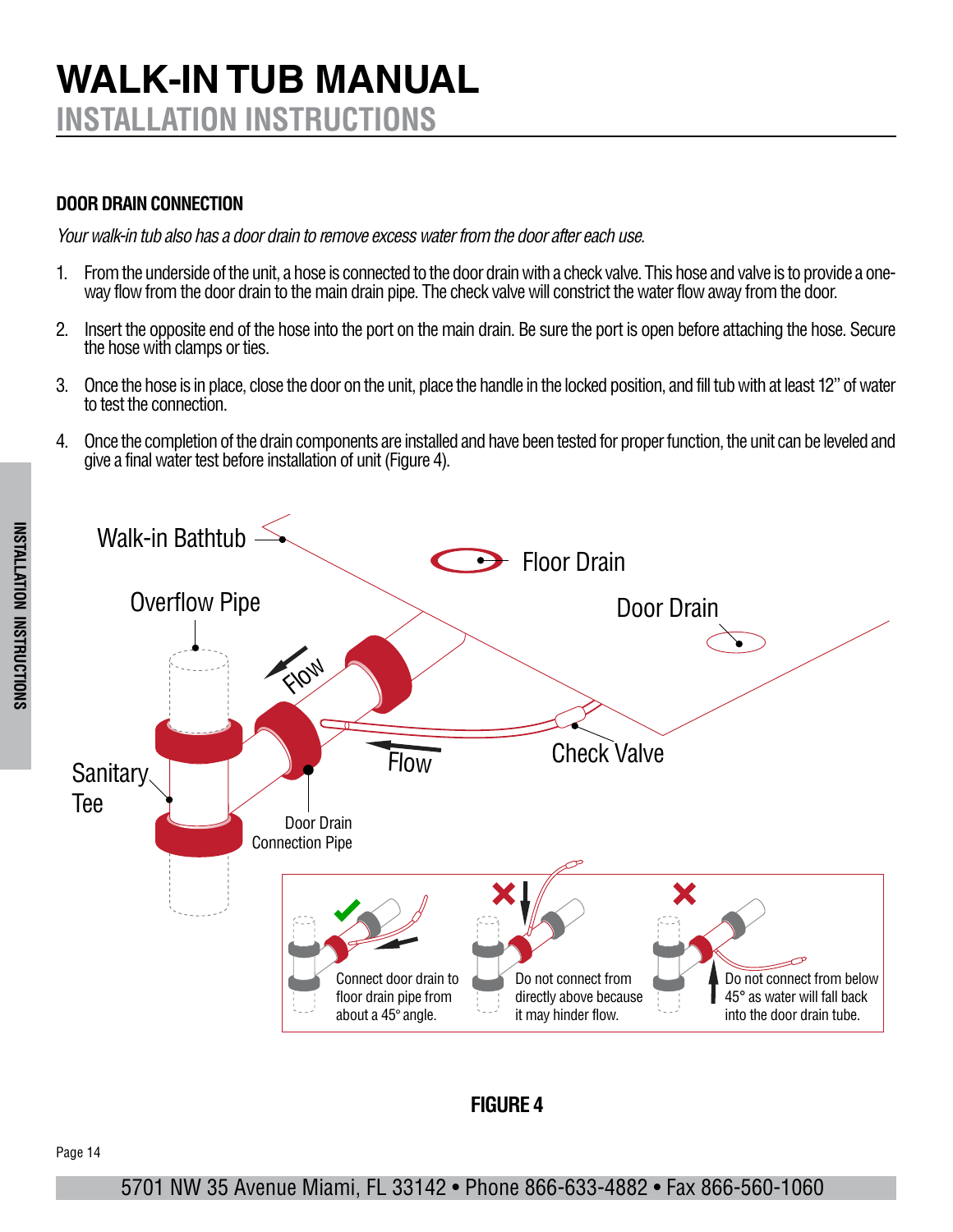# WALK-IN TUB MANUAL

## INSTALLATION INSTRUCTIONS

### DOOR DRAIN CONNECTION

*Your walk-in tub also has a door drain to remove excess water from the door after each use.*

1. From the underside of the unit, a hose is connected to the door drain with a check valve. This hose and valve is to provide a one-way flow from the door drain to the main drain pipe. The check valve will constrict the water flow away from the door.
2. Insert the opposite end of the hose into the port on the main drain. Be sure the port is open before attaching the hose. Secure the hose with clamps or ties.
3. Once the hose is in place, close the door on the unit, place the handle in the locked position, and fill tub with at least 12" of water to test the connection.
4. Once the completion of the drain components are installed and have been tested for proper function, the unit can be leveled and give a final water test before installation of unit (Figure 4).

Walk-in Bathtub

Floor Drain

Overflow Pipe

Door Drain

Flow

Flow

Check Valve

Sanitary Tee

Door Drain Connection Pipe

Connect door drain to floor drain pipe from about a 45° angle.

Do not connect from directly above because it may hinder flow.

Do not connect from below 45° as water will fall back into the door drain tube.

**FIGURE 4**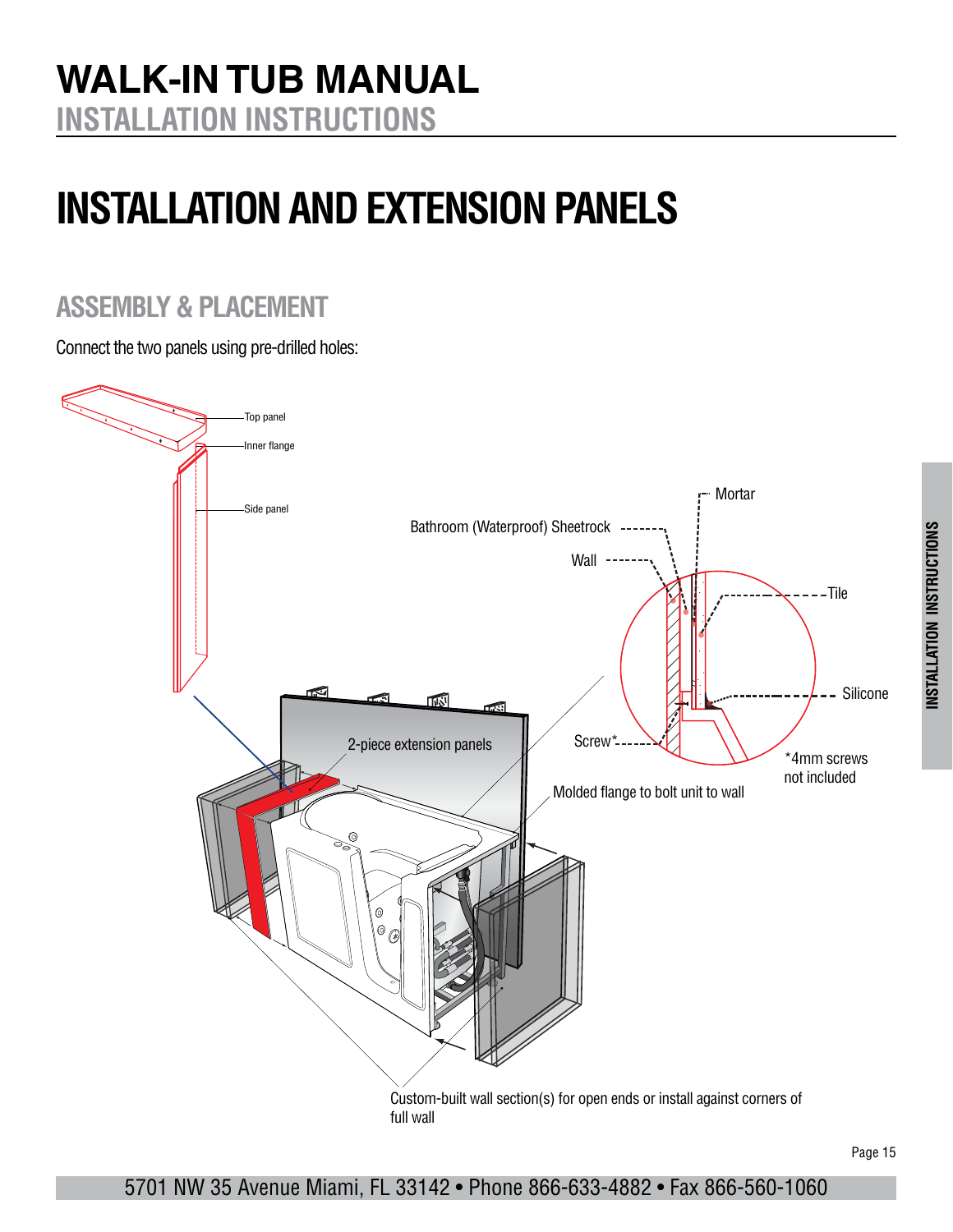# INSTALLATION AND EXTENSION PANELS

## ASSEMBLY & PLACEMENT

Connect the two panels using pre-drilled holes:

Top panel

Inner flange

Side panel

Mortar

Bathroom (Waterproof) Sheetrock

Wall

Tile

Silicone

Screw*

*4mm screws not included

2-piece extension panels

Molded flange to bolt unit to wall

Custom-built wall section(s) for open ends or install against corners of full wall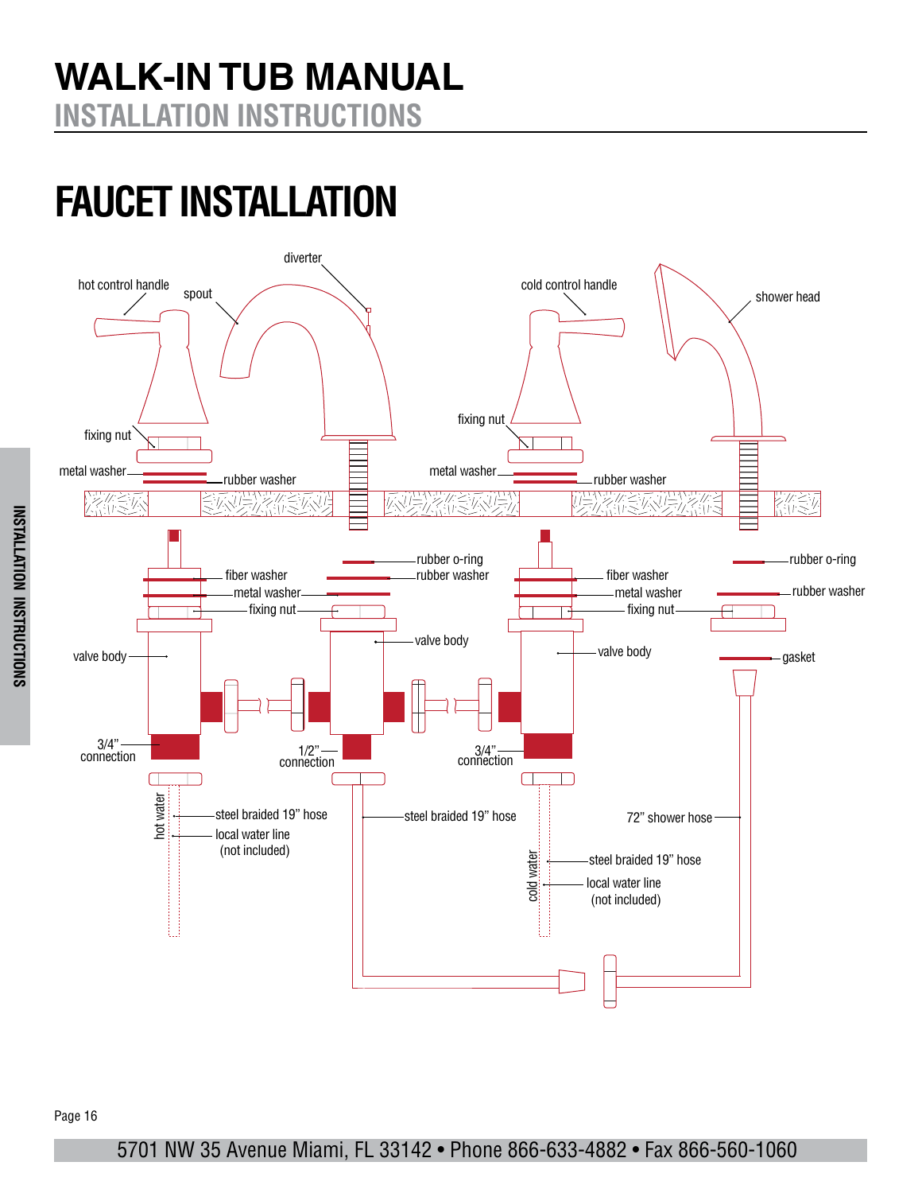# FAUCET INSTALLATION

hot control handle

spout

diverter

cold control handle

shower head

fixing nut

metal washer

rubber washer

fixing nut

metal washer

rubber washer

fiber washer

metal washer

fixing nut

rubber o-ring

rubber washer

fiber washer

metal washer

fixing nut

rubber o-ring

rubber washer

valve body

valve body

valve body

gasket

3/4" connection

1/2" connection

3/4" connection

hot water

steel braided 19" hose

local water line (not included)

steel braided 19" hose

72" shower hose

cold water

steel braided 19" hose

local water line (not included)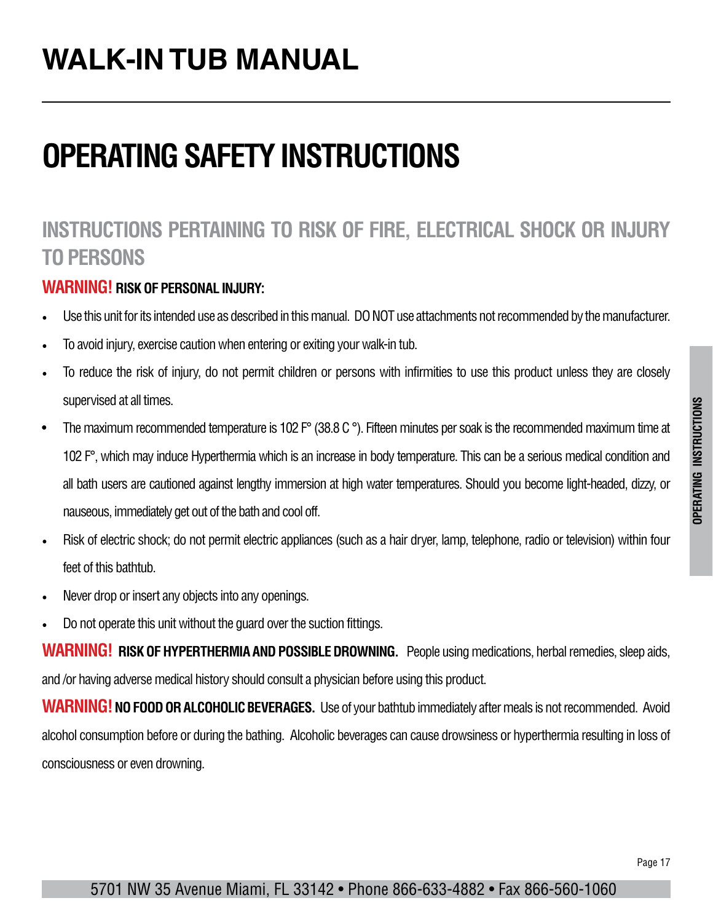// Omitting running header "WALK-IN TUB MANUAL", side tab, page number and footer address per rules.
# OPERATING SAFETY INSTRUCTIONS

## INSTRUCTIONS PERTAINING TO RISK OF FIRE, ELECTRICAL SHOCK OR INJURY TO PERSONS

**WARNING! RISK OF PERSONAL INJURY:**

- Use this unit for its intended use as described in this manual. DO NOT use attachments not recommended by the manufacturer.
- To avoid injury, exercise caution when entering or exiting your walk-in tub.
- To reduce the risk of injury, do not permit children or persons with infirmities to use this product unless they are closely supervised at all times.
- The maximum recommended temperature is 102 F° (38.8 C °). Fifteen minutes per soak is the recommended maximum time at 102 F°, which may induce Hyperthermia which is an increase in body temperature. This can be a serious medical condition and all bath users are cautioned against lengthy immersion at high water temperatures. Should you become light-headed, dizzy, or nauseous, immediately get out of the bath and cool off.
- Risk of electric shock; do not permit electric appliances (such as a hair dryer, lamp, telephone, radio or television) within four feet of this bathtub.
- Never drop or insert any objects into any openings.
- Do not operate this unit without the guard over the suction fittings.

**WARNING! RISK OF HYPERTHERMIA AND POSSIBLE DROWNING.** People using medications, herbal remedies, sleep aids, and /or having adverse medical history should consult a physician before using this product.

**WARNING! NO FOOD OR ALCOHOLIC BEVERAGES.** Use of your bathtub immediately after meals is not recommended. Avoid alcohol consumption before or during the bathing. Alcoholic beverages can cause drowsiness or hyperthermia resulting in loss of consciousness or even drowning.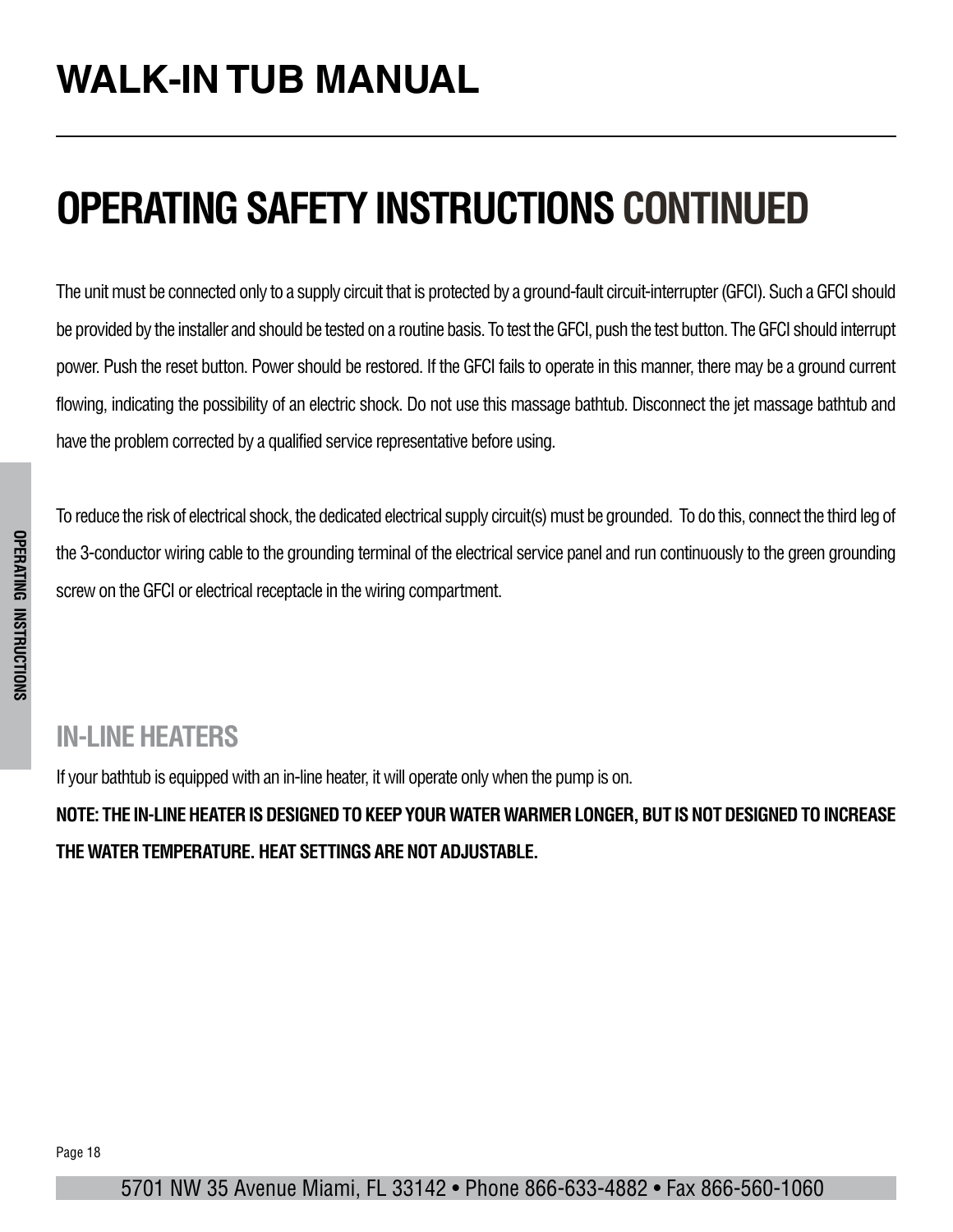# OPERATING SAFETY INSTRUCTIONS CONTINUED

The unit must be connected only to a supply circuit that is protected by a ground-fault circuit-interrupter (GFCI). Such a GFCI should be provided by the installer and should be tested on a routine basis. To test the GFCI, push the test button. The GFCI should interrupt power. Push the reset button. Power should be restored. If the GFCI fails to operate in this manner, there may be a ground current flowing, indicating the possibility of an electric shock. Do not use this massage bathtub. Disconnect the jet massage bathtub and have the problem corrected by a qualified service representative before using.

To reduce the risk of electrical shock, the dedicated electrical supply circuit(s) must be grounded. To do this, connect the third leg of the 3-conductor wiring cable to the grounding terminal of the electrical service panel and run continuously to the green grounding screw on the GFCI or electrical receptacle in the wiring compartment.

## IN-LINE HEATERS

If your bathtub is equipped with an in-line heater, it will operate only when the pump is on.

**NOTE: THE IN-LINE HEATER IS DESIGNED TO KEEP YOUR WATER WARMER LONGER, BUT IS NOT DESIGNED TO INCREASE THE WATER TEMPERATURE. HEAT SETTINGS ARE NOT ADJUSTABLE.**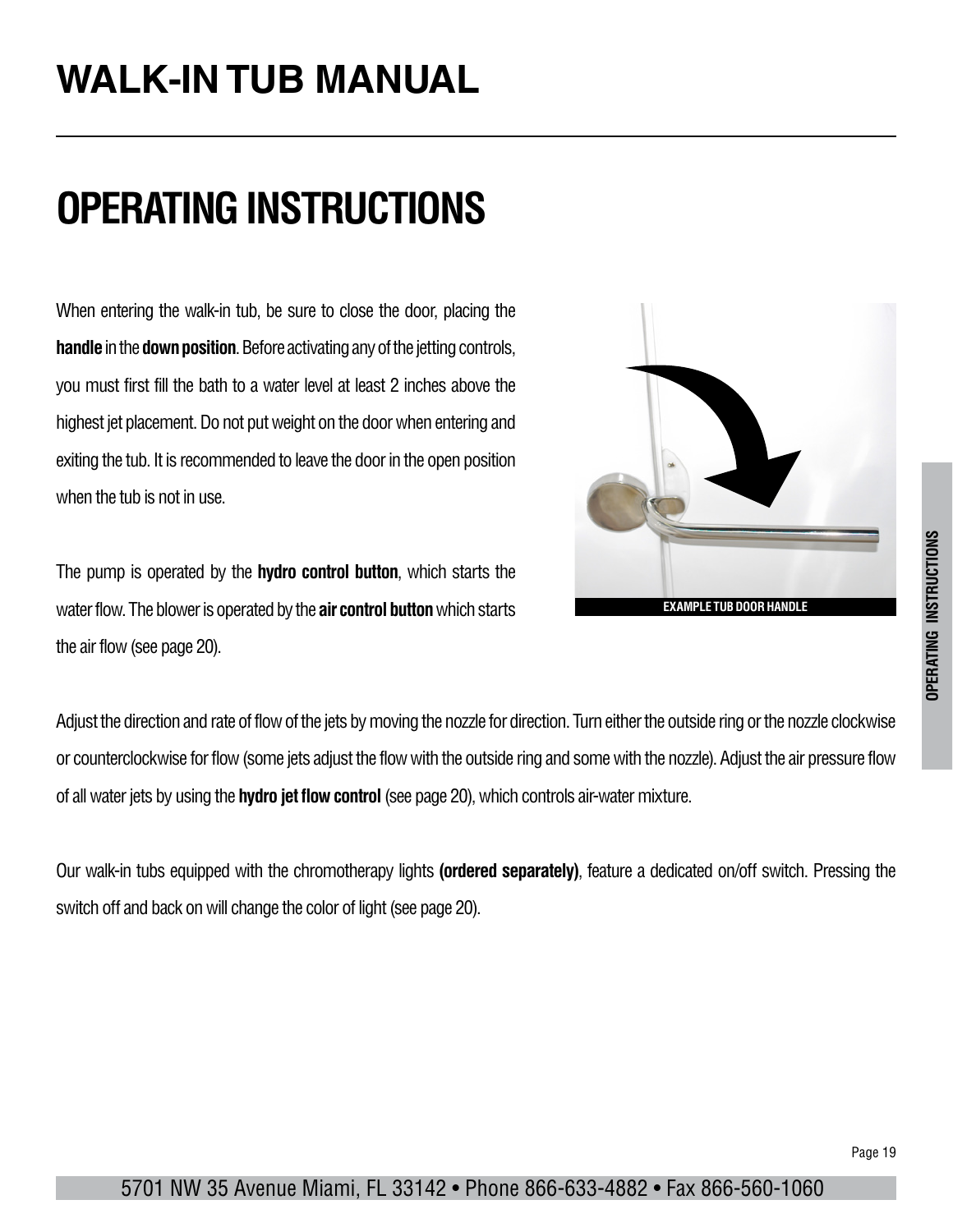# WALK-IN TUB MANUAL

## OPERATING INSTRUCTIONS

When entering the walk-in tub, be sure to close the door, placing the **handle** in the **down position**. Before activating any of the jetting controls, you must first fill the bath to a water level at least 2 inches above the highest jet placement. Do not put weight on the door when entering and exiting the tub. It is recommended to leave the door in the open position when the tub is not in use.

EXAMPLE TUB DOOR HANDLE

The pump is operated by the **hydro control button**, which starts the water flow. The blower is operated by the **air control button** which starts the air flow (see page 20).

Adjust the direction and rate of flow of the jets by moving the nozzle for direction. Turn either the outside ring or the nozzle clockwise or counterclockwise for flow (some jets adjust the flow with the outside ring and some with the nozzle). Adjust the air pressure flow of all water jets by using the **hydro jet flow control** (see page 20), which controls air-water mixture.

Our walk-in tubs equipped with the chromotherapy lights **(ordered separately)**, feature a dedicated on/off switch. Pressing the switch off and back on will change the color of light (see page 20).

5701 NW 35 Avenue Miami, FL 33142 • Phone 866-633-4882 • Fax 866-560-1060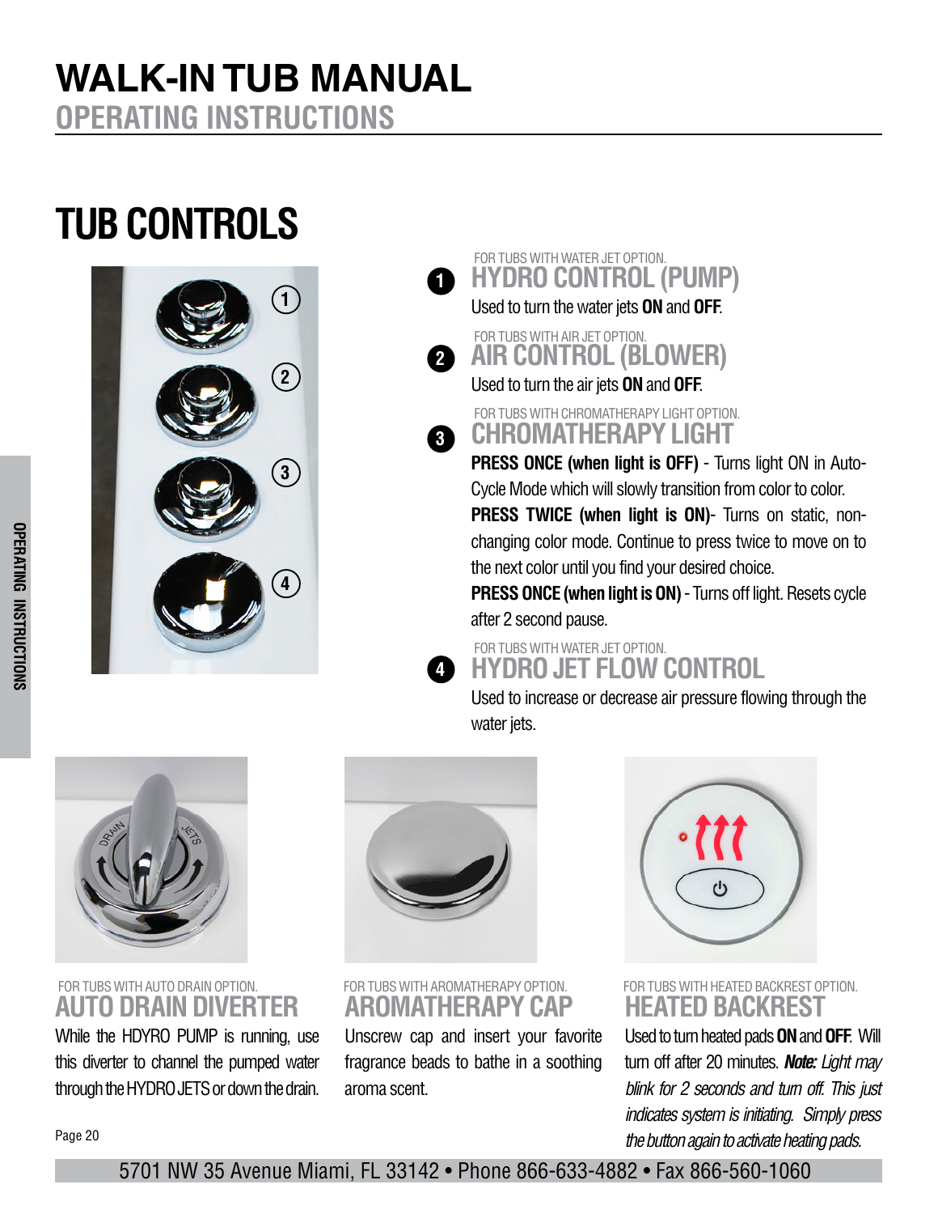# WALK-IN TUB MANUAL

## OPERATING INSTRUCTIONS

## TUB CONTROLS

**1** FOR TUBS WITH WATER JET OPTION.

### HYDRO CONTROL (PUMP)

Used to turn the water jets **ON** and **OFF**.

**2** FOR TUBS WITH AIR JET OPTION.

### AIR CONTROL (BLOWER)

Used to turn the air jets **ON** and **OFF**.

**3** FOR TUBS WITH CHROMATHERAPY LIGHT OPTION.

### CHROMATHERAPY LIGHT

**PRESS ONCE (when light is OFF)** - Turns light ON in Auto-Cycle Mode which will slowly transition from color to color.

**PRESS TWICE (when light is ON)**- Turns on static, non-changing color mode. Continue to press twice to move on to the next color until you find your desired choice.

**PRESS ONCE (when light is ON)** - Turns off light. Resets cycle after 2 second pause.

**4** FOR TUBS WITH WATER JET OPTION.

### HYDRO JET FLOW CONTROL

Used to increase or decrease air pressure flowing through the water jets.

FOR TUBS WITH AUTO DRAIN OPTION.

### AUTO DRAIN DIVERTER

While the HDYRO PUMP is running, use this diverter to channel the pumped water through the HYDRO JETS or down the drain.

FOR TUBS WITH AROMATHERAPY OPTION.

### AROMATHERAPY CAP

Unscrew cap and insert your favorite fragrance beads to bathe in a soothing aroma scent.

FOR TUBS WITH HEATED BACKREST OPTION.

### HEATED BACKREST

Used to turn heated pads **ON** and **OFF**. Will turn off after 20 minutes. ***Note:*** *Light may blink for 2 seconds and turn off. This just indicates system is initiating. Simply press the button again to activate heating pads.*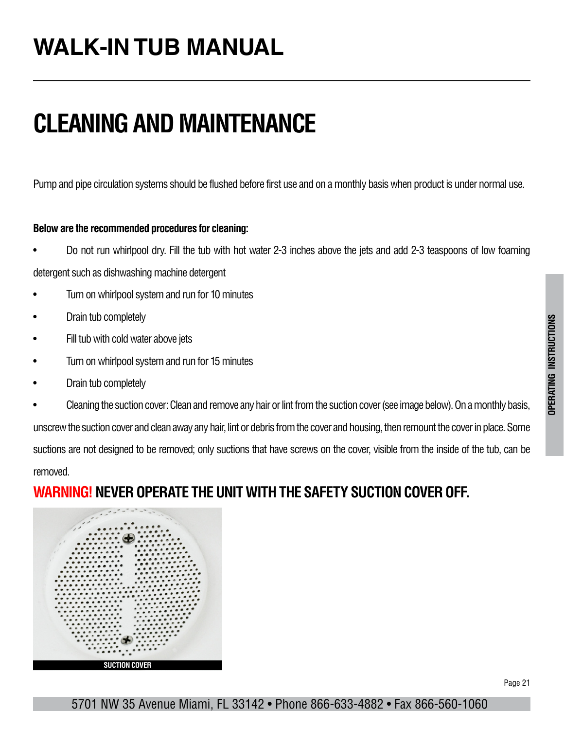# WALK-IN TUB MANUAL

## CLEANING AND MAINTENANCE

Pump and pipe circulation systems should be flushed before first use and on a monthly basis when product is under normal use.

**Below are the recommended procedures for cleaning:**

- Do not run whirlpool dry. Fill the tub with hot water 2-3 inches above the jets and add 2-3 teaspoons of low foaming detergent such as dishwashing machine detergent
- Turn on whirlpool system and run for 10 minutes
- Drain tub completely
- Fill tub with cold water above jets
- Turn on whirlpool system and run for 15 minutes
- Drain tub completely
- Cleaning the suction cover: Clean and remove any hair or lint from the suction cover (see image below). On a monthly basis, unscrew the suction cover and clean away any hair, lint or debris from the cover and housing, then remount the cover in place. Some suctions are not designed to be removed; only suctions that have screws on the cover, visible from the inside of the tub, can be removed.

**WARNING! NEVER OPERATE THE UNIT WITH THE SAFETY SUCTION COVER OFF.**

SUCTION COVER

5701 NW 35 Avenue Miami, FL 33142 • Phone 866-633-4882 • Fax 866-560-1060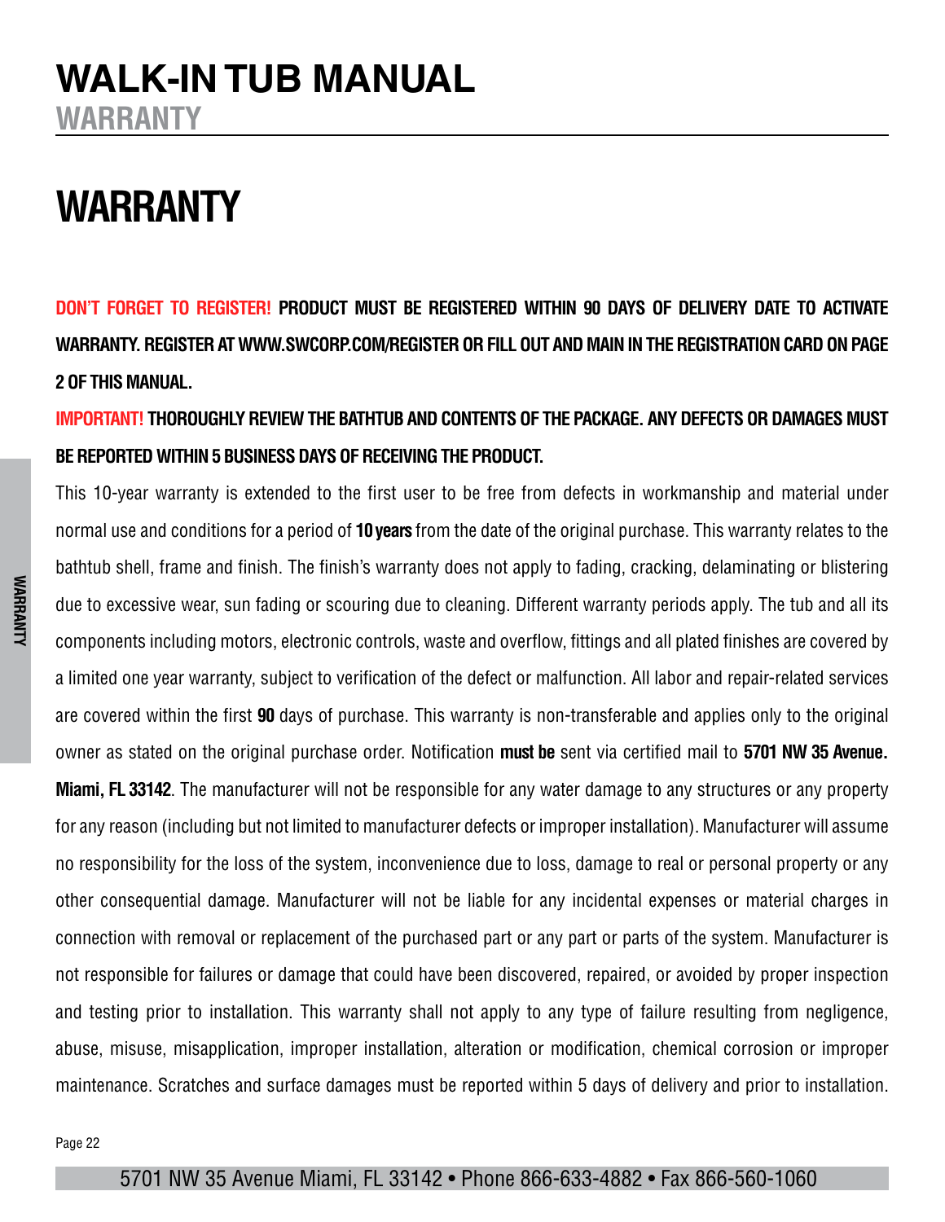# WARRANTY

**DON'T FORGET TO REGISTER! PRODUCT MUST BE REGISTERED WITHIN 90 DAYS OF DELIVERY DATE TO ACTIVATE WARRANTY. REGISTER AT WWW.SWCORP.COM/REGISTER OR FILL OUT AND MAIN IN THE REGISTRATION CARD ON PAGE 2 OF THIS MANUAL.**

**IMPORTANT! THOROUGHLY REVIEW THE BATHTUB AND CONTENTS OF THE PACKAGE. ANY DEFECTS OR DAMAGES MUST BE REPORTED WITHIN 5 BUSINESS DAYS OF RECEIVING THE PRODUCT.**

This 10-year warranty is extended to the first user to be free from defects in workmanship and material under normal use and conditions for a period of **10 years** from the date of the original purchase. This warranty relates to the bathtub shell, frame and finish. The finish's warranty does not apply to fading, cracking, delaminating or blistering due to excessive wear, sun fading or scouring due to cleaning. Different warranty periods apply. The tub and all its components including motors, electronic controls, waste and overflow, fittings and all plated finishes are covered by a limited one year warranty, subject to verification of the defect or malfunction. All labor and repair-related services are covered within the first **90** days of purchase. This warranty is non-transferable and applies only to the original owner as stated on the original purchase order. Notification **must be** sent via certified mail to **5701 NW 35 Avenue. Miami, FL 33142**. The manufacturer will not be responsible for any water damage to any structures or any property for any reason (including but not limited to manufacturer defects or improper installation). Manufacturer will assume no responsibility for the loss of the system, inconvenience due to loss, damage to real or personal property or any other consequential damage. Manufacturer will not be liable for any incidental expenses or material charges in connection with removal or replacement of the purchased part or any part or parts of the system. Manufacturer is not responsible for failures or damage that could have been discovered, repaired, or avoided by proper inspection and testing prior to installation. This warranty shall not apply to any type of failure resulting from negligence, abuse, misuse, misapplication, improper installation, alteration or modification, chemical corrosion or improper maintenance. Scratches and surface damages must be reported within 5 days of delivery and prior to installation.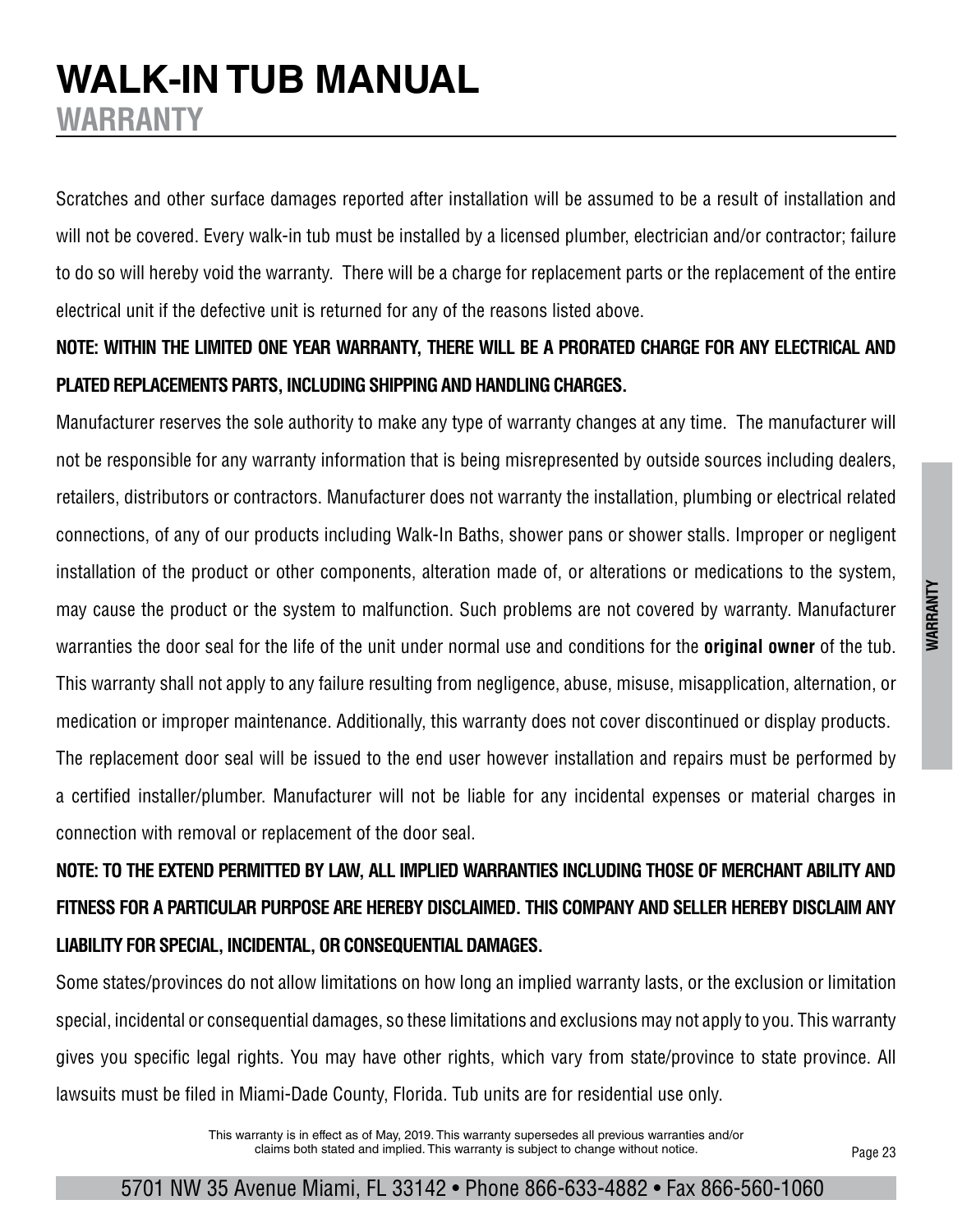# WALK-IN TUB MANUAL

## WARRANTY

Scratches and other surface damages reported after installation will be assumed to be a result of installation and will not be covered. Every walk-in tub must be installed by a licensed plumber, electrician and/or contractor; failure to do so will hereby void the warranty. There will be a charge for replacement parts or the replacement of the entire electrical unit if the defective unit is returned for any of the reasons listed above.

**NOTE: WITHIN THE LIMITED ONE YEAR WARRANTY, THERE WILL BE A PRORATED CHARGE FOR ANY ELECTRICAL AND PLATED REPLACEMENTS PARTS, INCLUDING SHIPPING AND HANDLING CHARGES.**

Manufacturer reserves the sole authority to make any type of warranty changes at any time. The manufacturer will not be responsible for any warranty information that is being misrepresented by outside sources including dealers, retailers, distributors or contractors. Manufacturer does not warranty the installation, plumbing or electrical related connections, of any of our products including Walk-In Baths, shower pans or shower stalls. Improper or negligent installation of the product or other components, alteration made of, or alterations or medications to the system, may cause the product or the system to malfunction. Such problems are not covered by warranty. Manufacturer warranties the door seal for the life of the unit under normal use and conditions for the **original owner** of the tub. This warranty shall not apply to any failure resulting from negligence, abuse, misuse, misapplication, alternation, or medication or improper maintenance. Additionally, this warranty does not cover discontinued or display products.

The replacement door seal will be issued to the end user however installation and repairs must be performed by a certified installer/plumber. Manufacturer will not be liable for any incidental expenses or material charges in connection with removal or replacement of the door seal.

**NOTE: TO THE EXTEND PERMITTED BY LAW, ALL IMPLIED WARRANTIES INCLUDING THOSE OF MERCHANT ABILITY AND FITNESS FOR A PARTICULAR PURPOSE ARE HEREBY DISCLAIMED. THIS COMPANY AND SELLER HEREBY DISCLAIM ANY LIABILITY FOR SPECIAL, INCIDENTAL, OR CONSEQUENTIAL DAMAGES.**

Some states/provinces do not allow limitations on how long an implied warranty lasts, or the exclusion or limitation special, incidental or consequential damages, so these limitations and exclusions may not apply to you. This warranty gives you specific legal rights. You may have other rights, which vary from state/province to state province. All lawsuits must be filed in Miami-Dade County, Florida. Tub units are for residential use only.

This warranty is in effect as of May, 2019. This warranty supersedes all previous warranties and/or claims both stated and implied. This warranty is subject to change without notice.

5701 NW 35 Avenue Miami, FL 33142 • Phone 866-633-4882 • Fax 866-560-1060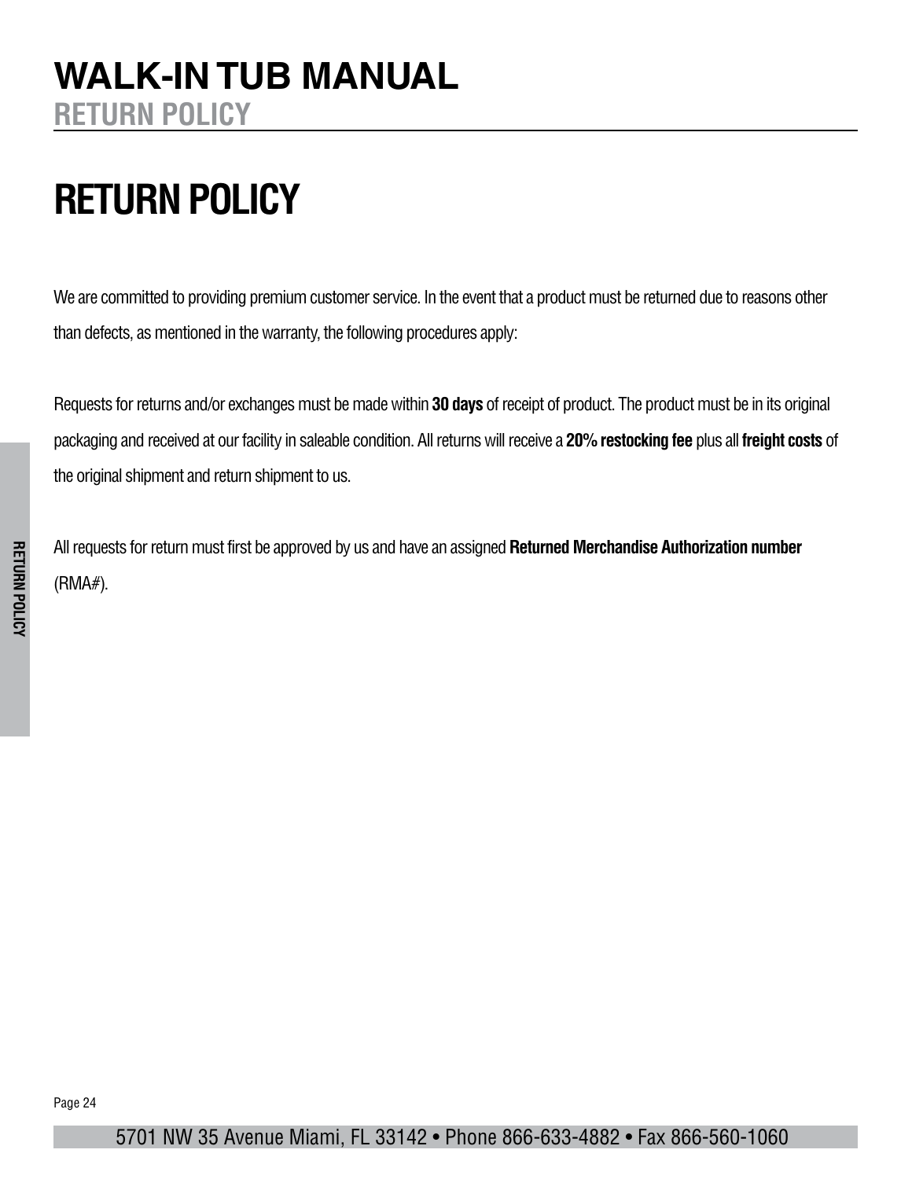# RETURN POLICY

We are committed to providing premium customer service. In the event that a product must be returned due to reasons other than defects, as mentioned in the warranty, the following procedures apply:

Requests for returns and/or exchanges must be made within **30 days** of receipt of product. The product must be in its original packaging and received at our facility in saleable condition. All returns will receive a **20% restocking fee** plus all **freight costs** of the original shipment and return shipment to us.

All requests for return must first be approved by us and have an assigned **Returned Merchandise Authorization number** (RMA#).